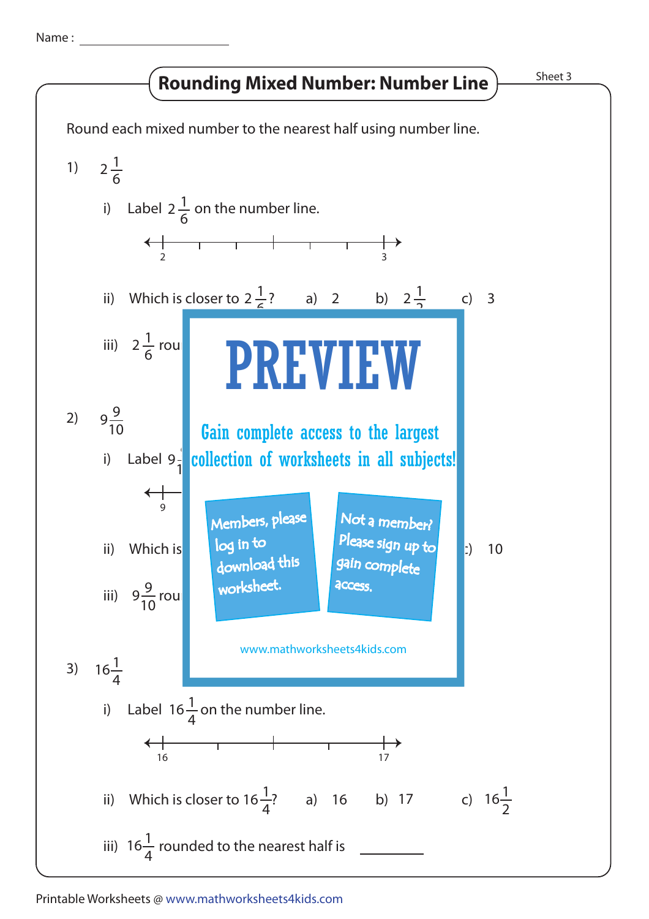Name : ____________________

# Rounding Mixed Number: Number Line

Sheet 3

Round each mixed number to the nearest half using number line.

1) $2\frac{1}{6}$

i) Label $2\frac{1}{6}$ on the number line.

2 ———————————————— 3

ii) Which is closer to $2\frac{1}{6}$? a) 2 b) $2\frac{1}{2}$ c) 3

iii) $2\frac{1}{6}$ rou

PREVIEW

Gain complete access to the largest collection of worksheets in all subjects!

Members, please log in to download this worksheet.

Not a member? Please sign up to gain complete access.

www.mathworksheets4kids.com

2) $9\frac{9}{10}$

i) Label $9\frac{9}{10}$

9

ii) Which is c) 10

iii) $9\frac{9}{10}$ rou

3) $16\frac{1}{4}$

i) Label $16\frac{1}{4}$ on the number line.

16 ———————————————— 17

ii) Which is closer to $16\frac{1}{4}$? a) 16 b) 17 c) $16\frac{1}{2}$

iii) $16\frac{1}{4}$ rounded to the nearest half is ________

Printable Worksheets @ www.mathworksheets4kids.com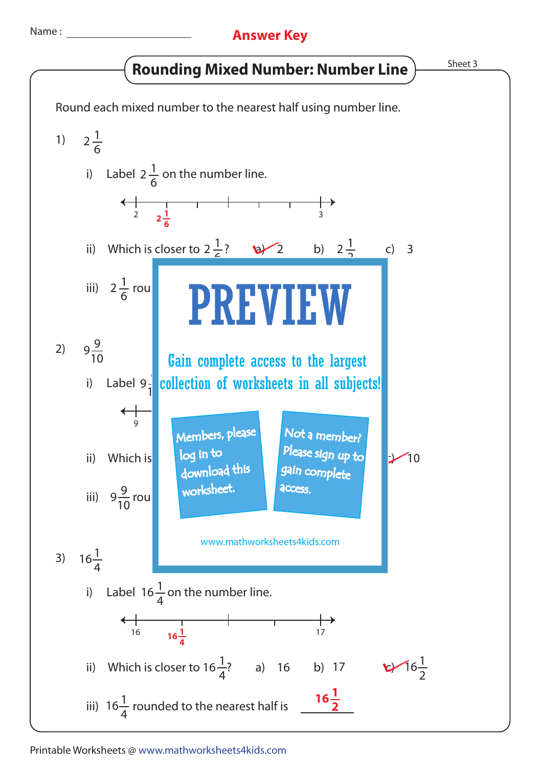Name : ______________________

**Answer Key**

# Rounding Mixed Number: Number Line

Sheet 3

Round each mixed number to the nearest half using number line.

1) $2\frac{1}{6}$

i) Label $2\frac{1}{6}$ on the number line.

2 &nbsp;&nbsp; $2\frac{1}{6}$ &nbsp;&nbsp; 3

ii) Which is closer to $2\frac{1}{6}$? &nbsp;&nbsp; a) 2 ✓ &nbsp;&nbsp; b) $2\frac{1}{2}$ &nbsp;&nbsp; c) 3

iii) $2\frac{1}{6}$ rou

2) $9\frac{9}{10}$

i) Label $9\frac{9}{1}$

9

ii) Which is &nbsp;&nbsp; c) 10 ✓

iii) $9\frac{9}{10}$ rou

**PREVIEW**

Gain complete access to the largest collection of worksheets in all subjects!

Members, please log in to download this worksheet.

Not a member? Please sign up to gain complete access.

www.mathworksheets4kids.com

3) $16\frac{1}{4}$

i) Label $16\frac{1}{4}$ on the number line.

16 &nbsp;&nbsp; $16\frac{1}{4}$ &nbsp;&nbsp; 17

ii) Which is closer to $16\frac{1}{4}$? &nbsp;&nbsp; a) 16 &nbsp;&nbsp; b) 17 &nbsp;&nbsp; c) $16\frac{1}{2}$ ✓

iii) $16\frac{1}{4}$ rounded to the nearest half is $16\frac{1}{2}$

Printable Worksheets @ www.mathworksheets4kids.com